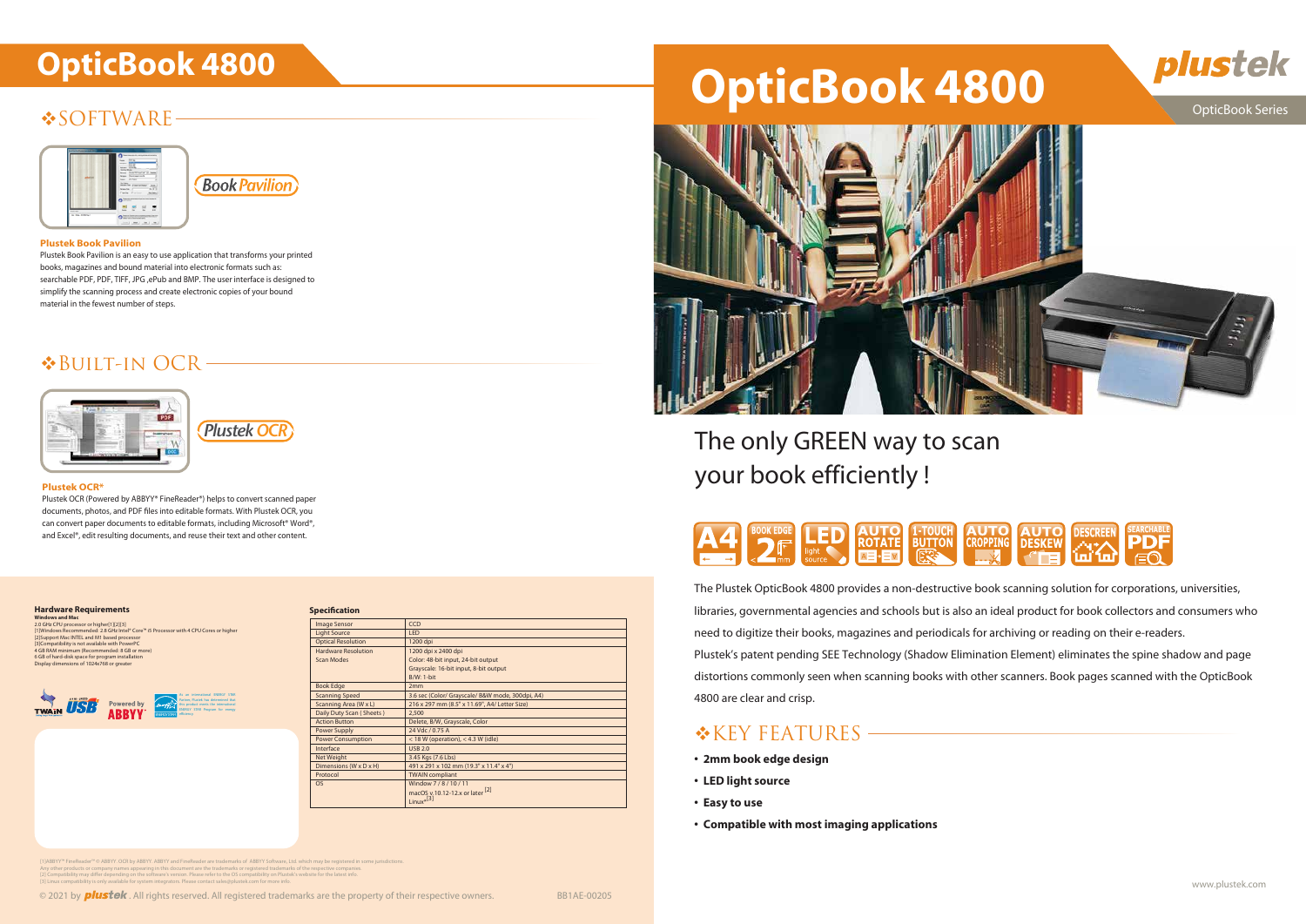# OpticBook 4800

## SOFTWARE

Book Pavilion

**Plustek Book Pavilion**

Plustek Book Pavilion is an easy to use application that transforms your printed books, magazines and bound material into electronic formats such as: searchable PDF, PDF, TIFF, JPG ,ePub and BMP. The user interface is designed to simplify the scanning process and create electronic copies of your bound material in the fewest number of steps.

## BUILT-IN OCR

Plustek OCR

**Plustek OCR***

Plustek OCR (Powered by ABBYY® FineReader®) helps to convert scanned paper documents, photos, and PDF files into editable formats. With Plustek OCR, you can convert paper documents to editable formats, including Microsoft® Word®, and Excel®, edit resulting documents, and reuse their text and other content.

### Hardware Requirements

**Windows and Mac**

2.0 GHz CPU processor or higher[1][2][3]
[1]Windows Recommended: 2.8 GHz Intel® Core™ i5 Processor with 4 CPU Cores or higher
[2]Support Mac INTEL and M1 based processor
[3]Compatibility is not available with PowerPC
4 GB RAM minimum (Recommended: 8 GB or more)
6 GB of hard-disk space for program installation
Display dimensions of 1024x768 or greater

Powered by ABBYY

As an International ENERGY STAR Partner, Plustek has determined that this product meets the international ENERGY STAR Program for energy efficiency.

### Specification

| | |
|---|---|
| Image Sensor | CCD |
| Light Source | LED |
| Optical Resolution | 1200 dpi |
| Hardware Resolution | 1200 dpi x 2400 dpi |
| Scan Modes | Color: 48-bit input, 24-bit output<br>Grayscale: 16-bit input, 8-bit output<br>B/W: 1-bit |
| Book Edge | 2mm |
| Scanning Speed | 3.6 sec (Color/ Grayscale/ B&W mode, 300dpi, A4) |
| Scanning Area (W x L) | 216 x 297 mm (8.5" x 11.69", A4/ Letter Size) |
| Daily Duty Scan ( Sheets ) | 2,500 |
| Action Button | Delete, B/W, Grayscale, Color |
| Power Supply | 24 Vdc / 0.75 A |
| Power Consumption | < 18 W (operation), < 4.3 W (idle) |
| Interface | USB 2.0 |
| Net Weight | 3.45 Kgs (7.6 Lbs) |
| Dimensions (W x D x H) | 491 x 291 x 102 mm (19.3" x 11.4" x 4") |
| Protocol | TWAIN compliant |
| OS | Window 7 / 8 / 10 / 11<br>macOS v.10.12-12.x or later [2]<br>Linux*[3] |

[1]ABBYY® FineReader™ © ABBYY. OCR by ABBYY. ABBYY and FineReader are trademarks of ABBYY Software, Ltd. which may be registered in some jurisdictions.
Any other products or company names appearing in this document are the trademarks or registered trademarks of the respective companies.
[2] Compatibility may differ depending on the software's version. Please refer to the OS compatibility on Plustek's website for the latest info.
[3] Linux compatibility is only available for system integrators. Please contact sales@plustek.com for more info.

© 2021 by plustek . All rights reserved. All registered trademarks are the property of their respective owners. BB1AE-00205

# OpticBook 4800

plustek

OpticBook Series

## The only GREEN way to scan your book efficiently !

A4 | BOOK EDGE 2mm | LED light source | AUTO ROTATE | 1-TOUCH BUTTON | AUTO CROPPING | AUTO DESKEW | DESCREEN | SEARCHABLE PDF

The Plustek OpticBook 4800 provides a non-destructive book scanning solution for corporations, universities, libraries, governmental agencies and schools but is also an ideal product for book collectors and consumers who need to digitize their books, magazines and periodicals for archiving or reading on their e-readers.

Plustek's patent pending SEE Technology (Shadow Elimination Element) eliminates the spine shadow and page distortions commonly seen when scanning books with other scanners. Book pages scanned with the OpticBook 4800 are clear and crisp.

## KEY FEATURES

- **2mm book edge design**
- **LED light source**
- **Easy to use**
- **Compatible with most imaging applications**

www.plustek.com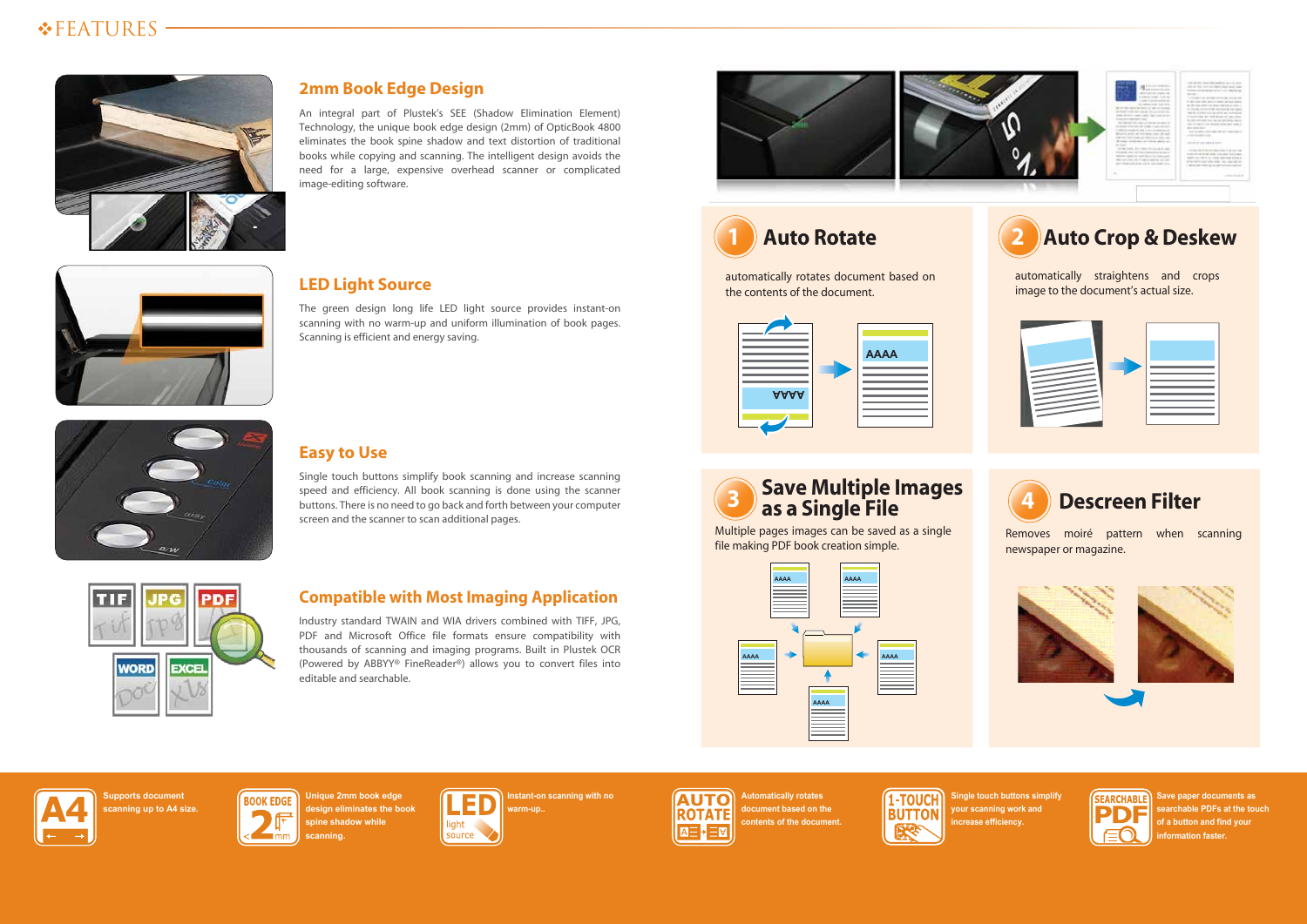# ❖FEATURES

## 2mm Book Edge Design

An integral part of Plustek's SEE (Shadow Elimination Element) Technology, the unique book edge design (2mm) of OpticBook 4800 eliminates the book spine shadow and text distortion of traditional books while copying and scanning. The intelligent design avoids the need for a large, expensive overhead scanner or complicated image-editing software.

## LED Light Source

The green design long life LED light source provides instant-on scanning with no warm-up and uniform illumination of book pages. Scanning is efficient and energy saving.

## Easy to Use

Single touch buttons simplify book scanning and increase scanning speed and efficiency. All book scanning is done using the scanner buttons. There is no need to go back and forth between your computer screen and the scanner to scan additional pages.

## Compatible with Most Imaging Application

Industry standard TWAIN and WIA drivers combined with TIFF, JPG, PDF and Microsoft Office file formats ensure compatibility with thousands of scanning and imaging programs. Built in Plustek OCR (Powered by ABBYY® FineReader®) allows you to convert files into editable and searchable.

## 1 Auto Rotate

automatically rotates document based on the contents of the document.

## 2 Auto Crop & Deskew

automatically straightens and crops image to the document's actual size.

## 3 Save Multiple Images as a Single File

Multiple pages images can be saved as a single file making PDF book creation simple.

## 4 Descreen Filter

Removes moiré pattern when scanning newspaper or magazine.

---

**A4** — Supports document scanning up to A4 size.

**BOOK EDGE 2mm** — Unique 2mm book edge design eliminates the book spine shadow while scanning.

**LED light source** — Instant-on scanning with no warm-up..

**AUTO ROTATE** — Automatically rotates document based on the contents of the document.

**1-TOUCH BUTTON** — Single touch buttons simplify your scanning work and increase efficiency.

**SEARCHABLE PDF** — Save paper documents as searchable PDFs at the touch of a button and find your information faster.